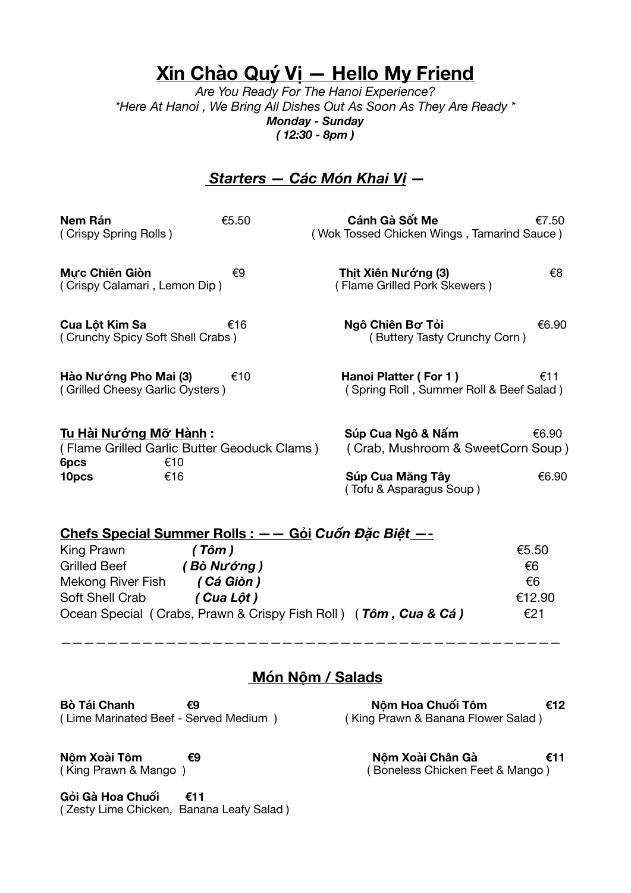# Xin Chào Quý Vị — Hello My Friend

*Are You Ready For The Hanoi Experience?*
*\*Here At Hanoi , We Bring All Dishes Out As Soon As They Are Ready \**
***Monday - Sunday***
***( 12:30 - 8pm )***

## *Starters — Các Món Khai Vị —*

**Nem Rán** €5.50
( Crispy Spring Rolls )

**Cánh Gà Sốt Me** €7.50
( Wok Tossed Chicken Wings , Tamarind Sauce )

**Mực Chiên Giòn** €9
( Crispy Calamari , Lemon Dip )

**Thịt Xiên Nướng (3)** €8
( Flame Grilled Pork Skewers )

**Cua Lột Kim Sa** €16
( Crunchy Spicy Soft Shell Crabs )

**Ngô Chiên Bơ Tỏi** €6.90
( Buttery Tasty Crunchy Corn )

**Hào Nướng Pho Mai (3)** €10
( Grilled Cheesy Garlic Oysters )

**Hanoi Platter ( For 1 )** €11
( Spring Roll , Summer Roll & Beef Salad )

**Tu Hài Nướng Mỡ Hành :**
( Flame Grilled Garlic Butter Geoduck Clams )
**6pcs** €10
**10pcs** €16

**Súp Cua Ngô & Nấm** €6.90
( Crab, Mushroom & SweetCorn Soup )

**Súp Cua Măng Tây** €6.90
( Tofu & Asparagus Soup )

### Chefs Special Summer Rolls : —— Gỏi *Cuốn Đặc Biệt* —-

| | | |
|---|---|---|
| King Prawn | ***( Tôm )*** | €5.50 |
| Grilled Beef | ***( Bò Nướng )*** | €6 |
| Mekong River Fish | ***( Cá Giòn )*** | €6 |
| Soft Shell Crab | ***( Cua Lột )*** | €12.90 |
| Ocean Special ( Crabs, Prawn & Crispy Fish Roll ) | ***( Tôm , Cua & Cá )*** | €21 |

—————————————————————————————————————————————

## Món Nộm / Salads

**Bò Tái Chanh** **€9**
( Lime Marinated Beef - Served Medium )

**Nộm Hoa Chuối Tôm** **€12**
( King Prawn & Banana Flower Salad )

**Nộm Xoài Tôm** **€9**
( King Prawn & Mango )

**Nộm Xoài Chân Gà** **€11**
( Boneless Chicken Feet & Mango )

**Gỏi Gà Hoa Chuối** **€11**
( Zesty Lime Chicken, Banana Leafy Salad )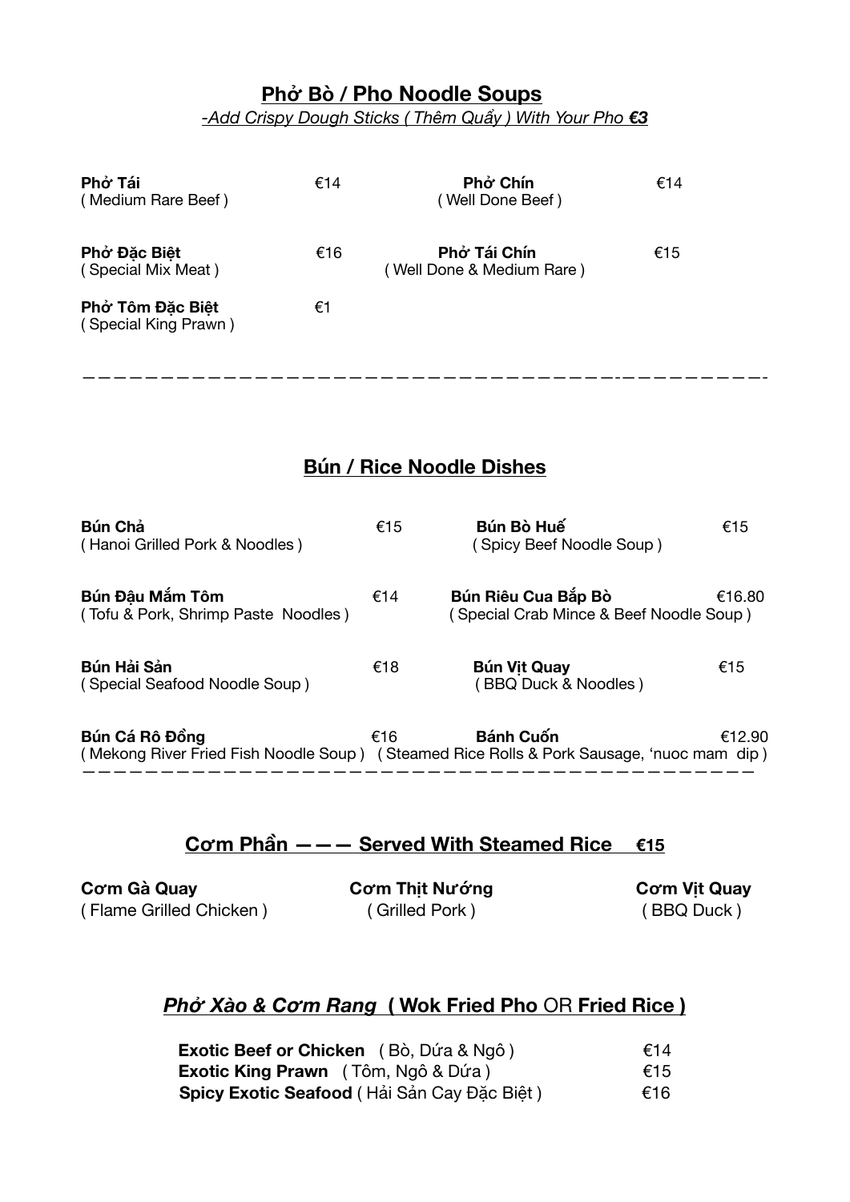## Phở Bò / Pho Noodle Soups

*-Add Crispy Dough Sticks ( Thêm Quẩy ) With Your Pho **€3***

**Phở Tái** €14
( Medium Rare Beef )

**Phở Chín** €14
( Well Done Beef )

**Phở Đặc Biệt** €16
( Special Mix Meat )

**Phở Tái Chín** €15
( Well Done & Medium Rare )

**Phở Tôm Đặc Biệt** €1
( Special King Prawn )

---

## Bún / Rice Noodle Dishes

**Bún Chả** €15
( Hanoi Grilled Pork & Noodles )

**Bún Bò Huế** €15
( Spicy Beef Noodle Soup )

**Bún Đậu Mắm Tôm** €14
( Tofu & Pork, Shrimp Paste Noodles )

**Bún Riêu Cua Bắp Bò** €16.80
( Special Crab Mince & Beef Noodle Soup )

**Bún Hải Sản** €18
( Special Seafood Noodle Soup )

**Bún Vịt Quay** €15
( BBQ Duck & Noodles )

**Bún Cá Rô Đồng** €16
( Mekong River Fried Fish Noodle Soup )

**Bánh Cuốn** €12.90
( Steamed Rice Rolls & Pork Sausage, 'nuoc mam dip )

---

## Cơm Phần ——— Served With Steamed Rice €15

**Cơm Gà Quay**
( Flame Grilled Chicken )

**Cơm Thịt Nướng**
( Grilled Pork )

**Cơm Vịt Quay**
( BBQ Duck )

## *Phở Xào & Cơm Rang* ( Wok Fried Pho OR Fried Rice )

| | |
|---|---|
| **Exotic Beef or Chicken** ( Bò, Dứa & Ngô ) | €14 |
| **Exotic King Prawn** ( Tôm, Ngô & Dứa ) | €15 |
| **Spicy Exotic Seafood** ( Hải Sản Cay Đặc Biệt ) | €16 |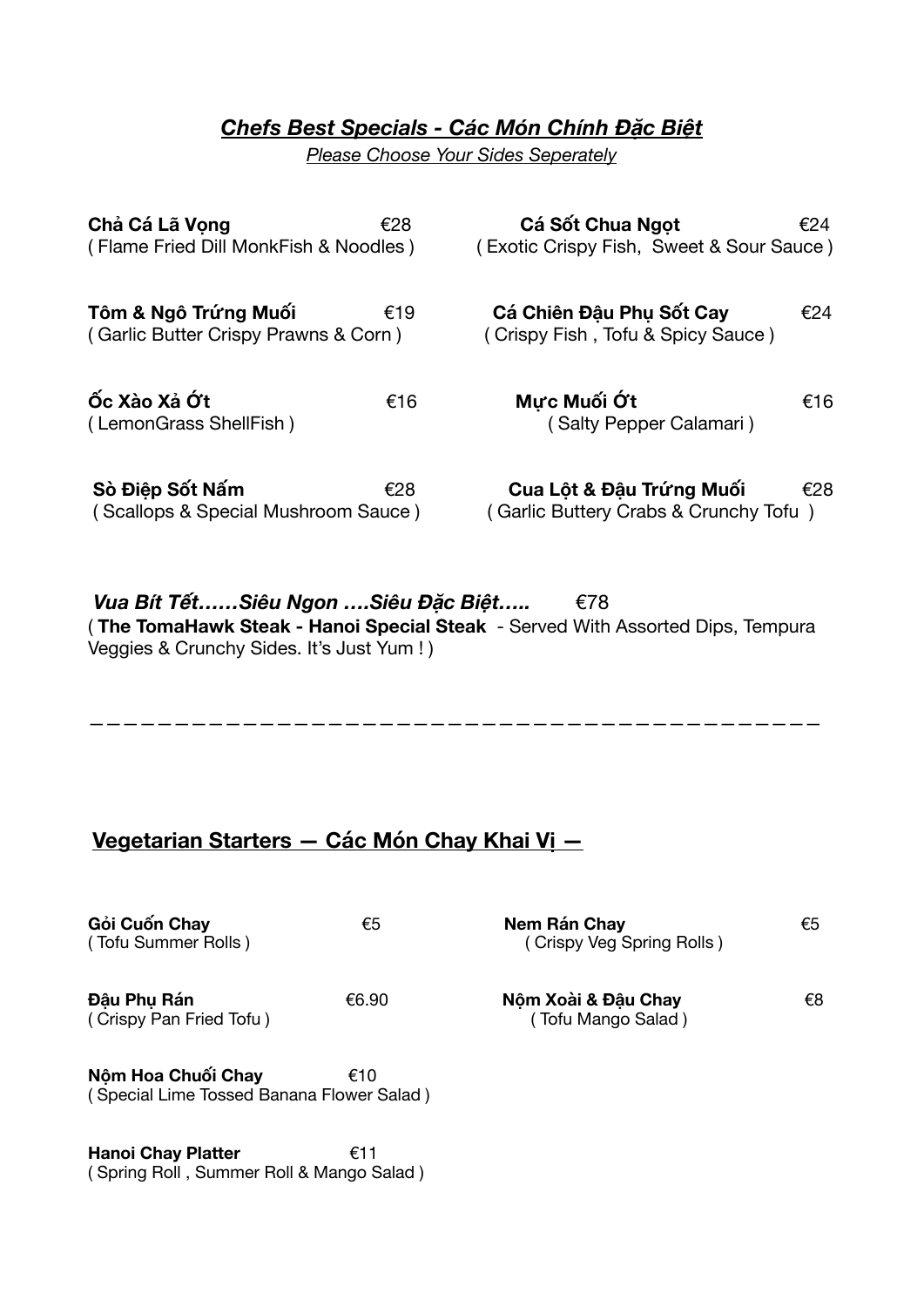## *Chefs Best Specials - Các Món Chính Đặc Biệt*

*Please Choose Your Sides Seperately*

**Chả Cá Lã Vọng** €28
( Flame Fried Dill MonkFish & Noodles )

**Cá Sốt Chua Ngọt** €24
( Exotic Crispy Fish, Sweet & Sour Sauce )

**Tôm & Ngô Trứng Muối** €19
( Garlic Butter Crispy Prawns & Corn )

**Cá Chiên Đậu Phụ Sốt Cay** €24
( Crispy Fish , Tofu & Spicy Sauce )

**Ốc Xào Xả Ớt** €16
( LemonGrass ShellFish )

**Mực Muối Ớt** €16
( Salty Pepper Calamari )

**Sò Điệp Sốt Nấm** €28
( Scallops & Special Mushroom Sauce )

**Cua Lột & Đậu Trứng Muối** €28
( Garlic Buttery Crabs & Crunchy Tofu )

***Vua Bít Tết……Siêu Ngon ….Siêu Đặc Biệt…..*** €78
( **The TomaHawk Steak - Hanoi Special Steak** - Served With Assorted Dips, Tempura Veggies & Crunchy Sides. It's Just Yum ! )

---

## Vegetarian Starters — Các Món Chay Khai Vị —

**Gỏi Cuốn Chay** €5
( Tofu Summer Rolls )

**Nem Rán Chay** €5
( Crispy Veg Spring Rolls )

**Đậu Phụ Rán** €6.90
( Crispy Pan Fried Tofu )

**Nộm Xoài & Đậu Chay** €8
( Tofu Mango Salad )

**Nộm Hoa Chuối Chay** €10
( Special Lime Tossed Banana Flower Salad )

**Hanoi Chay Platter** €11
( Spring Roll , Summer Roll & Mango Salad )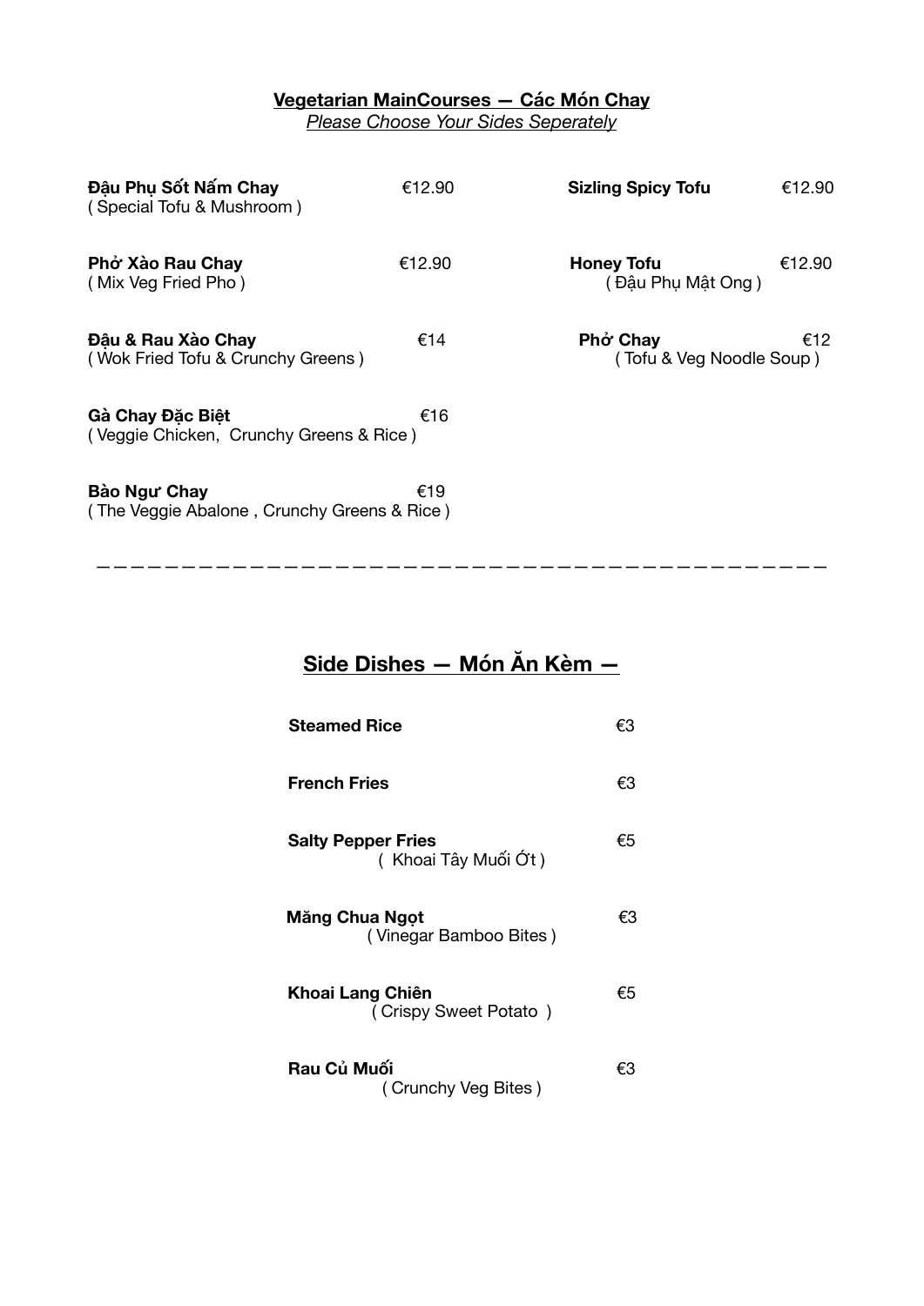## Vegetarian MainCourses — Các Món Chay

*Please Choose Your Sides Seperately*

**Đậu Phụ Sốt Nấm Chay** €12.90
( Special Tofu & Mushroom )

**Phở Xào Rau Chay** €12.90
( Mix Veg Fried Pho )

**Đậu & Rau Xào Chay** €14
( Wok Fried Tofu & Crunchy Greens )

**Gà Chay Đặc Biệt** €16
( Veggie Chicken, Crunchy Greens & Rice )

**Bào Ngư Chay** €19
( The Veggie Abalone , Crunchy Greens & Rice )

**Sizling Spicy Tofu** €12.90

**Honey Tofu** €12.90
( Đậu Phụ Mật Ong )

**Phở Chay** €12
( Tofu & Veg Noodle Soup )

---

## Side Dishes — Món Ăn Kèm —

**Steamed Rice** €3

**French Fries** €3

**Salty Pepper Fries** €5
( Khoai Tây Muối Ớt )

**Măng Chua Ngọt** €3
( Vinegar Bamboo Bites )

**Khoai Lang Chiên** €5
( Crispy Sweet Potato )

**Rau Củ Muối** €3
( Crunchy Veg Bites )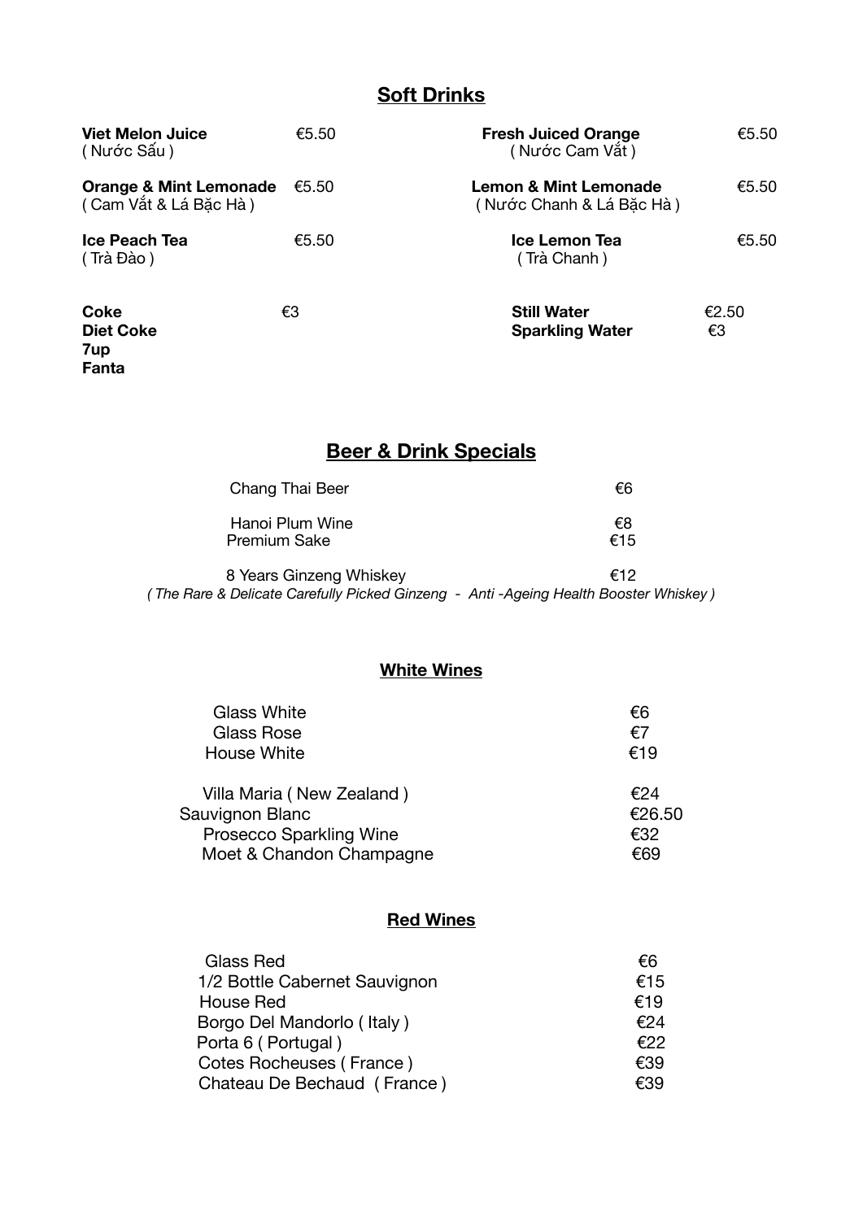## Soft Drinks

| Item | Price |
|---|---|
| **Viet Melon Juice** ( Nước Sấu ) | €5.50 |
| **Fresh Juiced Orange** ( Nước Cam Vắt ) | €5.50 |
| **Orange & Mint Lemonade** ( Cam Vắt & Lá Bặc Hà ) | €5.50 |
| **Lemon & Mint Lemonade** ( Nước Chanh & Lá Bặc Hà ) | €5.50 |
| **Ice Peach Tea** ( Trà Đào ) | €5.50 |
| **Ice Lemon Tea** ( Trà Chanh ) | €5.50 |
| **Coke**, **Diet Coke**, **7up**, **Fanta** | €3 |
| **Still Water** | €2.50 |
| **Sparkling Water** | €3 |

## Beer & Drink Specials

| Item | Price |
|---|---|
| Chang Thai Beer | €6 |
| Hanoi Plum Wine | €8 |
| Premium Sake | €15 |
| 8 Years Ginzeng Whiskey | €12 |

*( The Rare & Delicate Carefully Picked Ginzeng - Anti -Ageing Health Booster Whiskey )*

### White Wines

| Item | Price |
|---|---|
| Glass White | €6 |
| Glass Rose | €7 |
| House White | €19 |
| Villa Maria ( New Zealand ) | €24 |
| Sauvignon Blanc | €26.50 |
| Prosecco Sparkling Wine | €32 |
| Moet & Chandon Champagne | €69 |

### Red Wines

| Item | Price |
|---|---|
| Glass Red | €6 |
| 1/2 Bottle Cabernet Sauvignon | €15 |
| House Red | €19 |
| Borgo Del Mandorlo ( Italy ) | €24 |
| Porta 6 ( Portugal ) | €22 |
| Cotes Rocheuses ( France ) | €39 |
| Chateau De Bechaud ( France ) | €39 |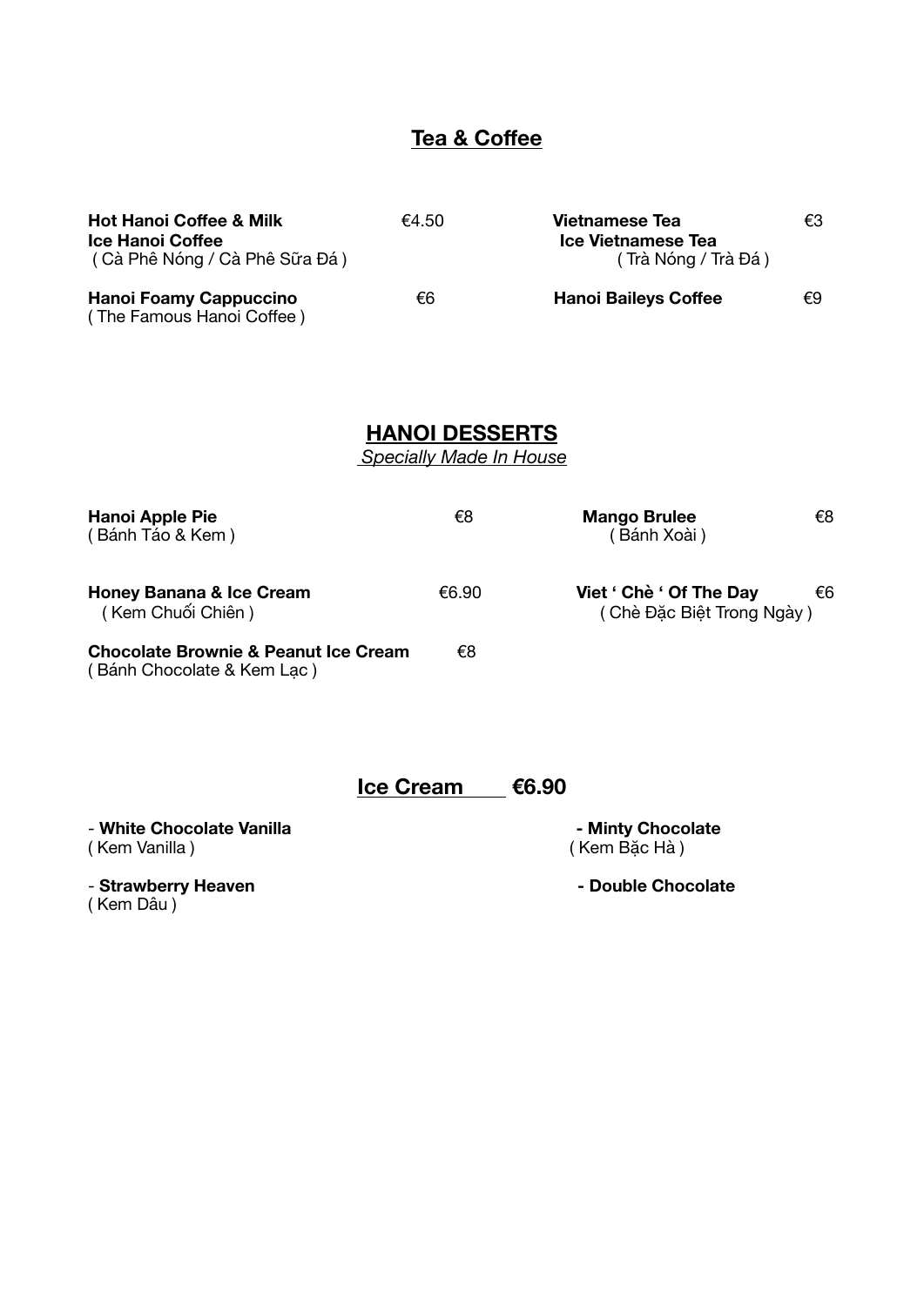## Tea & Coffee

**Hot Hanoi Coffee & Milk** €4.50
**Ice Hanoi Coffee**
( Cà Phê Nóng / Cà Phê Sữa Đá )

**Hanoi Foamy Cappuccino** €6
( The Famous Hanoi Coffee )

**Vietnamese Tea** €3
**Ice Vietnamese Tea**
( Trà Nóng / Trà Đá )

**Hanoi Baileys Coffee** €9

## HANOI DESSERTS

*Specially Made In House*

**Hanoi Apple Pie** €8
( Bánh Táo & Kem )

**Honey Banana & Ice Cream** €6.90
( Kem Chuối Chiên )

**Chocolate Brownie & Peanut Ice Cream** €8
( Bánh Chocolate & Kem Lạc )

**Mango Brulee** €8
( Bánh Xoài )

**Viet ' Chè ' Of The Day** €6
( Chè Đặc Biệt Trong Ngày )

## Ice Cream €6.90

- **White Chocolate Vanilla**
( Kem Vanilla )

- **Strawberry Heaven**
( Kem Dâu )

- **Minty Chocolate**
( Kem Bặc Hà )

- **Double Chocolate**